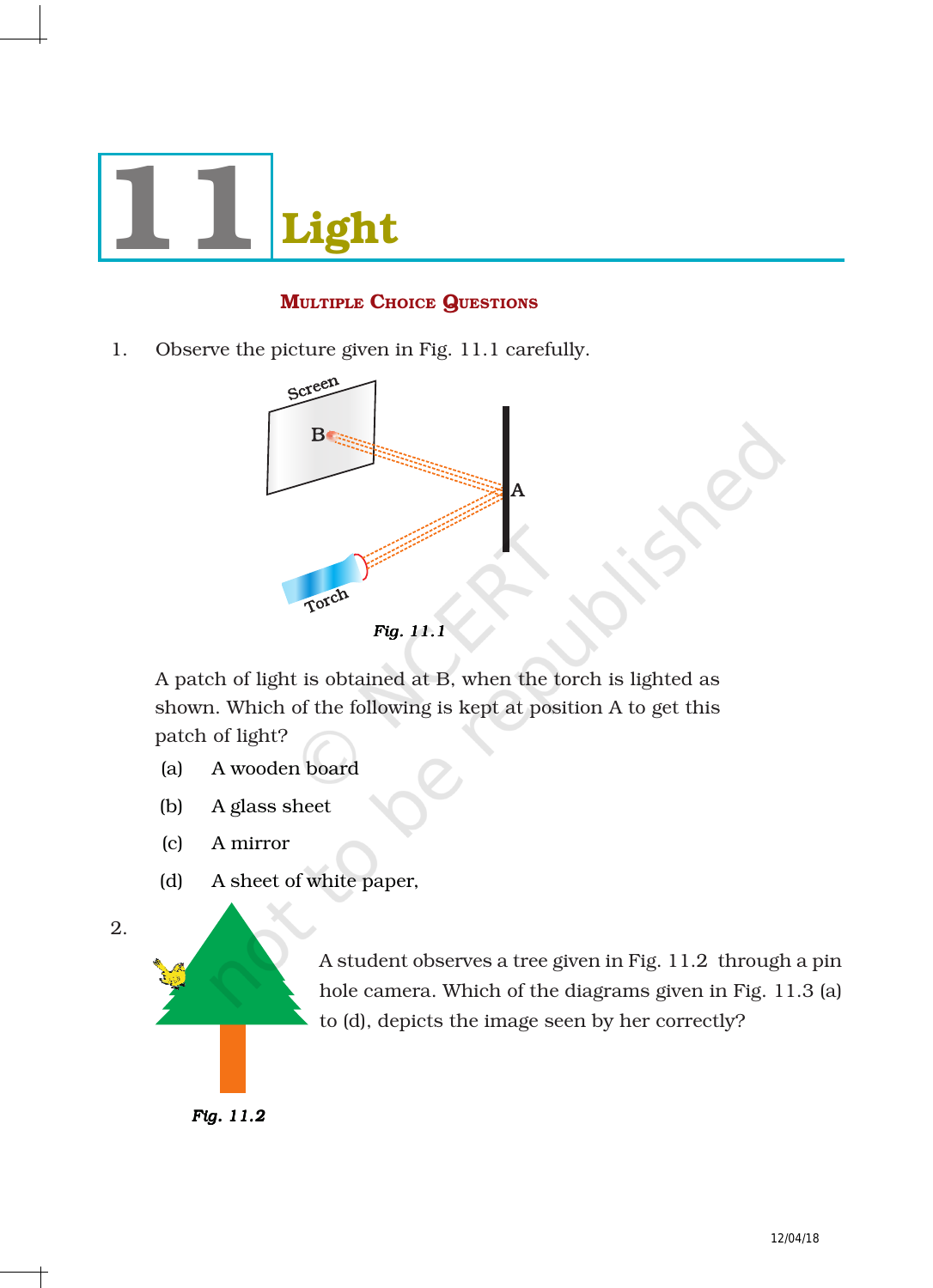# 11 Light

## Multiple Choice Questions

1. Observe the picture given in Fig. 11.1 carefully.

*Fig. 11.1*

A patch of light is obtained at B, when the torch is lighted as shown. Which of the following is kept at position A to get this patch of light?

(a) A wooden board

(b) A glass sheet

(c) A mirror

(d) A sheet of white paper,

2. A student observes a tree given in Fig. 11.2 through a pin hole camera. Which of the diagrams given in Fig. 11.3 (a) to (d), depicts the image seen by her correctly?

*Fig. 11.2*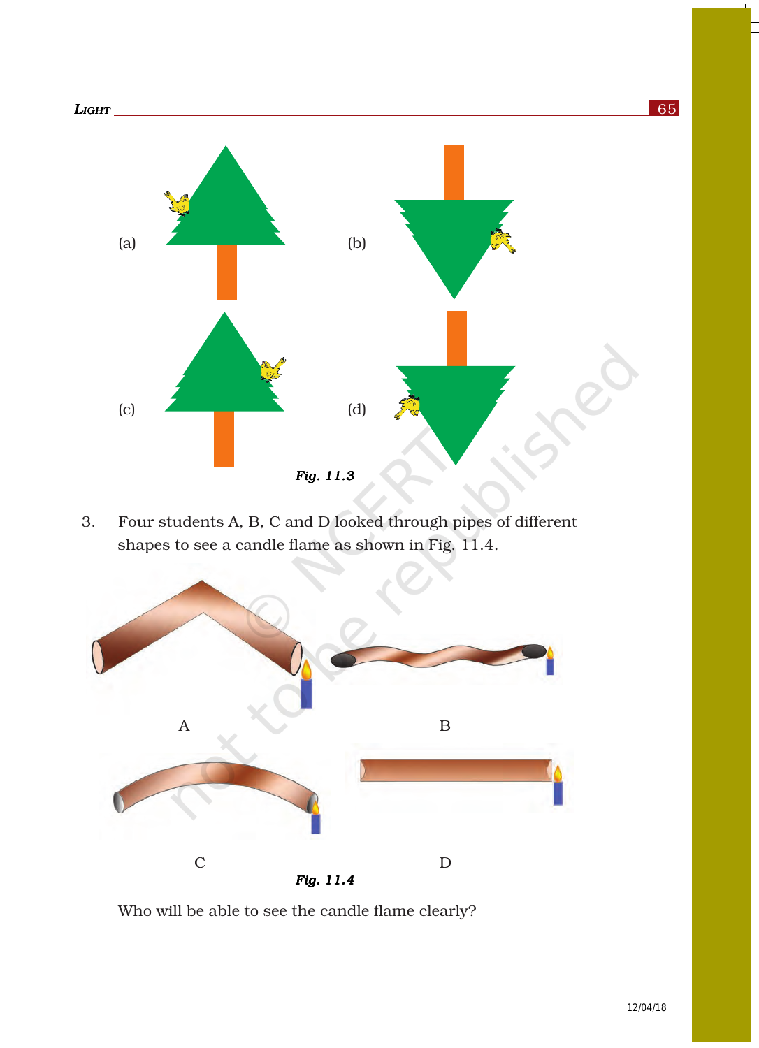(a)

(b)

(c)

(d)

*Fig. 11.3*

3. Four students A, B, C and D looked through pipes of different shapes to see a candle flame as shown in Fig. 11.4.

A

B

C

D

*Fig. 11.4*

Who will be able to see the candle flame clearly?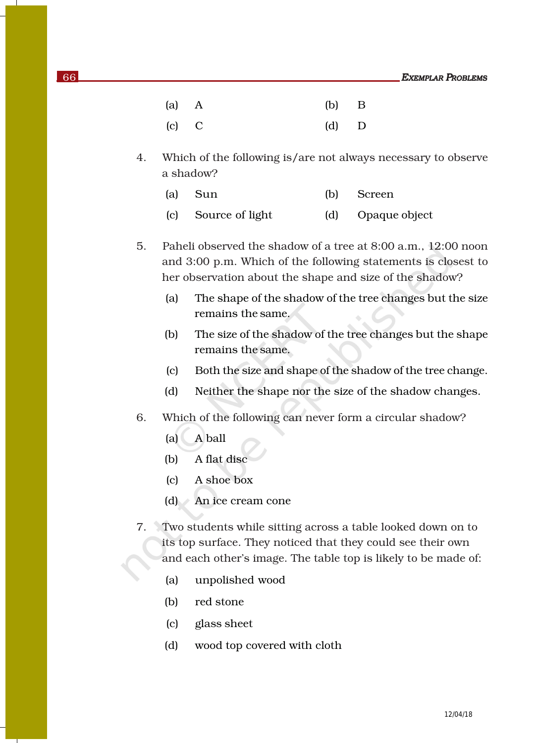(a) A (b) B

(c) C (d) D

4. Which of the following is/are not always necessary to observe a shadow?

   (a) Sun (b) Screen

   (c) Source of light (d) Opaque object

5. Paheli observed the shadow of a tree at 8:00 a.m., 12:00 noon and 3:00 p.m. Which of the following statements is closest to her observation about the shape and size of the shadow?

   (a) The shape of the shadow of the tree changes but the size remains the same.

   (b) The size of the shadow of the tree changes but the shape remains the same.

   (c) Both the size and shape of the shadow of the tree change.

   (d) Neither the shape nor the size of the shadow changes.

6. Which of the following can never form a circular shadow?

   (a) A ball

   (b) A flat disc

   (c) A shoe box

   (d) An ice cream cone

7. Two students while sitting across a table looked down on to its top surface. They noticed that they could see their own and each other's image. The table top is likely to be made of:

   (a) unpolished wood

   (b) red stone

   (c) glass sheet

   (d) wood top covered with cloth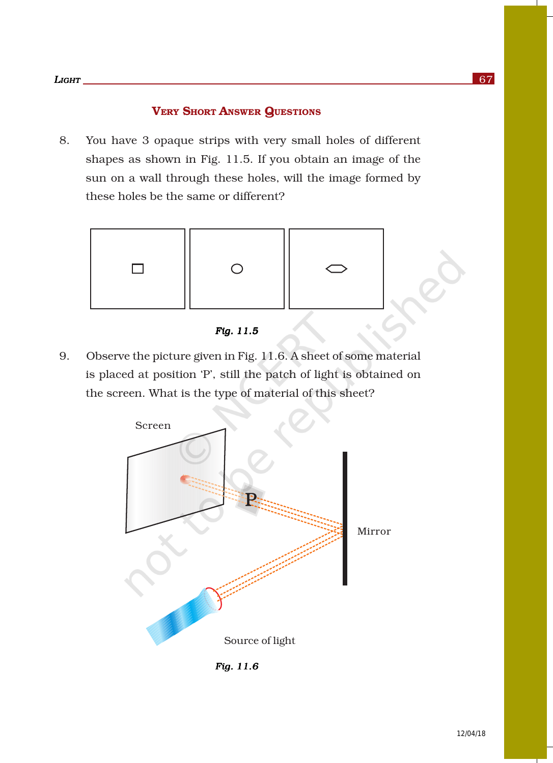## VERY SHORT ANSWER QUESTIONS

8. You have 3 opaque strips with very small holes of different shapes as shown in Fig. 11.5. If you obtain an image of the sun on a wall through these holes, will the image formed by these holes be the same or different?

*Fig. 11.5*

9. Observe the picture given in Fig. 11.6. A sheet of some material is placed at position 'P', still the patch of light is obtained on the screen. What is the type of material of this sheet?

*Fig. 11.6*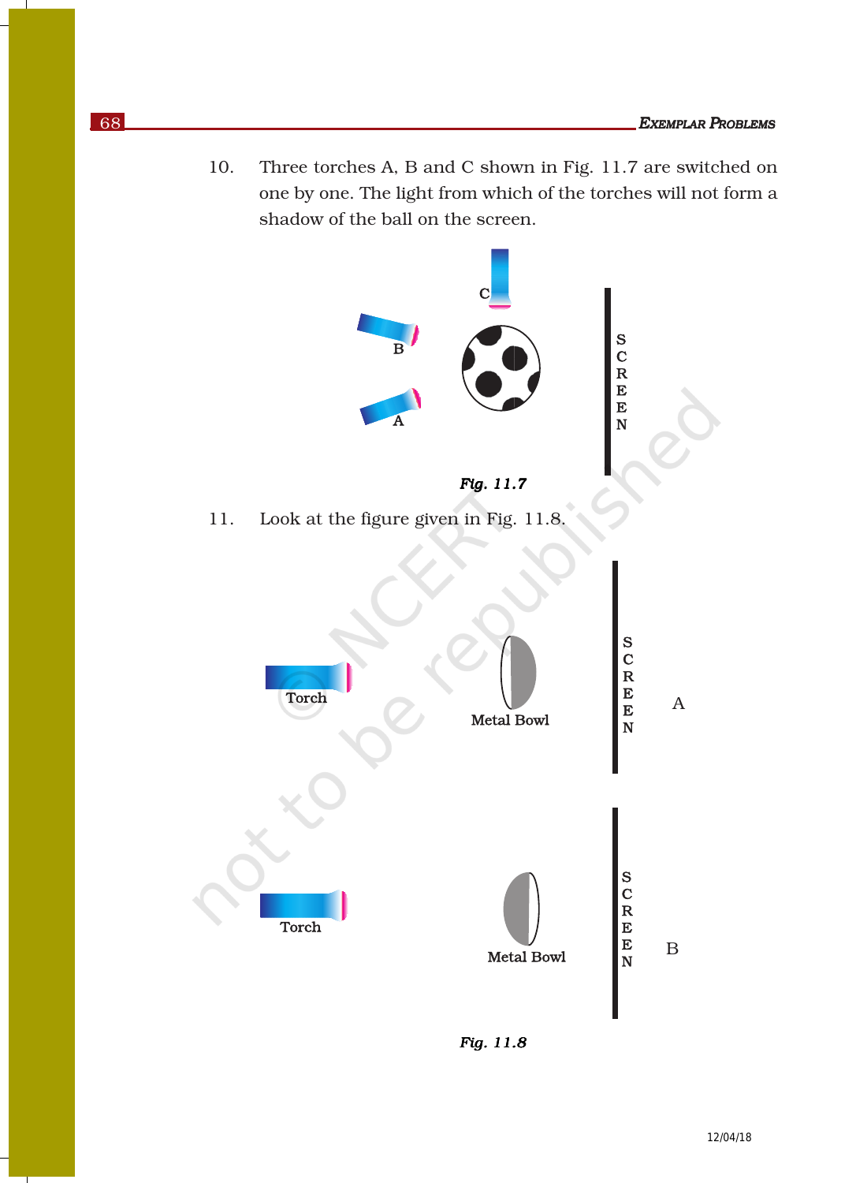10. Three torches A, B and C shown in Fig. 11.7 are switched on one by one. The light from which of the torches will not form a shadow of the ball on the screen.

*Fig. 11.7*

11. Look at the figure given in Fig. 11.8.

*Fig. 11.8*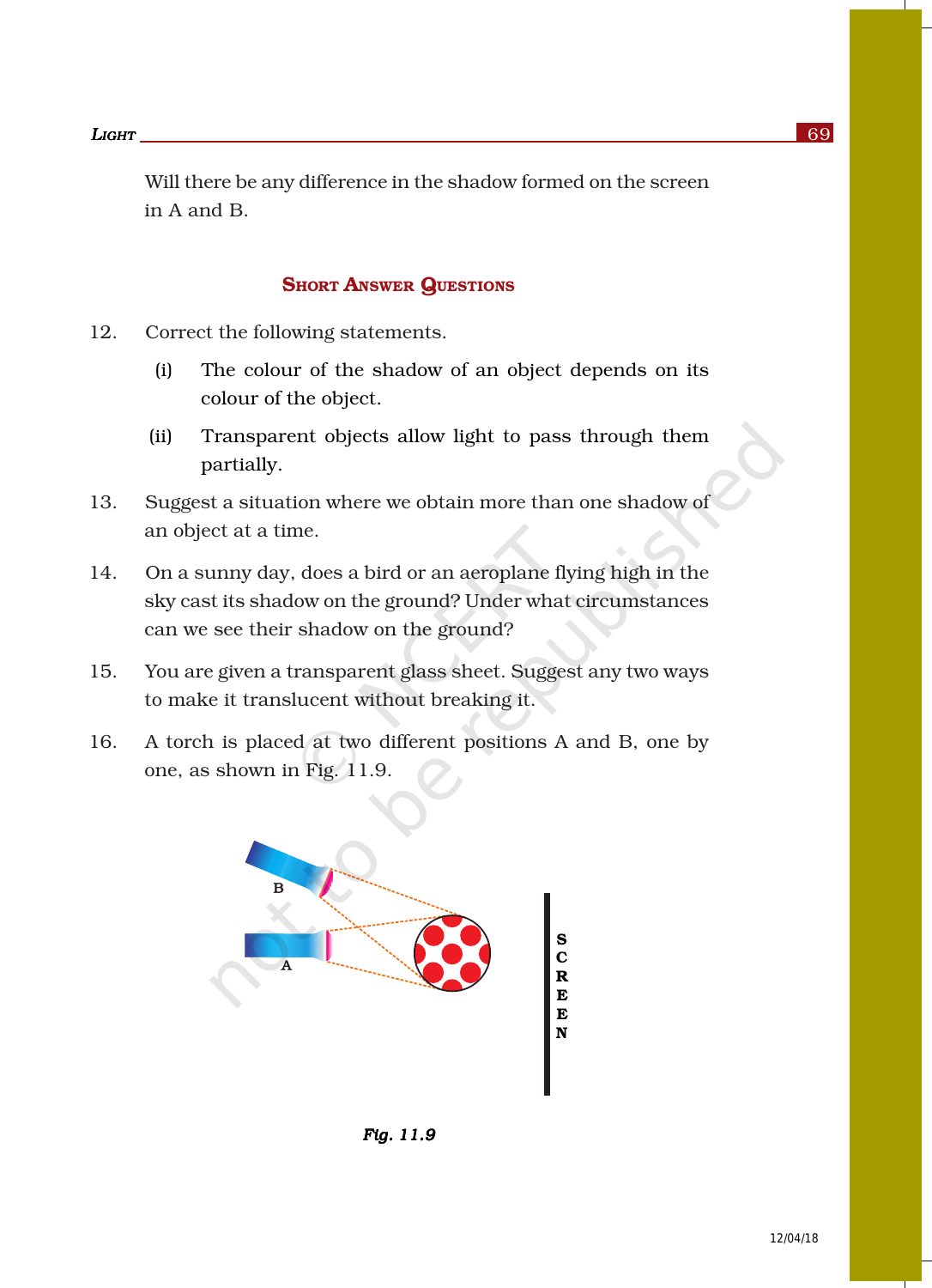Will there be any difference in the shadow formed on the screen in A and B.

## Short Answer Questions

12. Correct the following statements.

    (i) The colour of the shadow of an object depends on its colour of the object.

    (ii) Transparent objects allow light to pass through them partially.

13. Suggest a situation where we obtain more than one shadow of an object at a time.

14. On a sunny day, does a bird or an aeroplane flying high in the sky cast its shadow on the ground? Under what circumstances can we see their shadow on the ground?

15. You are given a transparent glass sheet. Suggest any two ways to make it translucent without breaking it.

16. A torch is placed at two different positions A and B, one by one, as shown in Fig. 11.9.

*Fig. 11.9*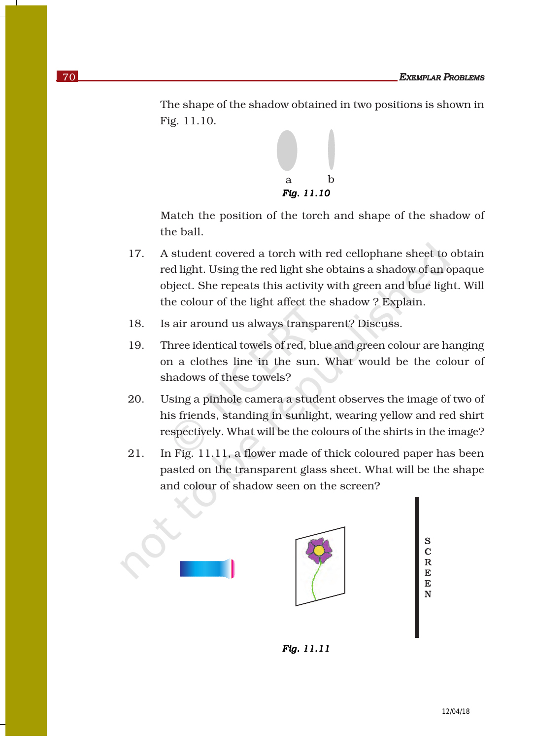The shape of the shadow obtained in two positions is shown in Fig. 11.10.

a b

*Fig. 11.10*

Match the position of the torch and shape of the shadow of the ball.

17. A student covered a torch with red cellophane sheet to obtain red light. Using the red light she obtains a shadow of an opaque object. She repeats this activity with green and blue light. Will the colour of the light affect the shadow ? Explain.

18. Is air around us always transparent? Discuss.

19. Three identical towels of red, blue and green colour are hanging on a clothes line in the sun. What would be the colour of shadows of these towels?

20. Using a pinhole camera a student observes the image of two of his friends, standing in sunlight, wearing yellow and red shirt respectively. What will be the colours of the shirts in the image?

21. In Fig. 11.11, a flower made of thick coloured paper has been pasted on the transparent glass sheet. What will be the shape and colour of shadow seen on the screen?

SCREEN

*Fig. 11.11*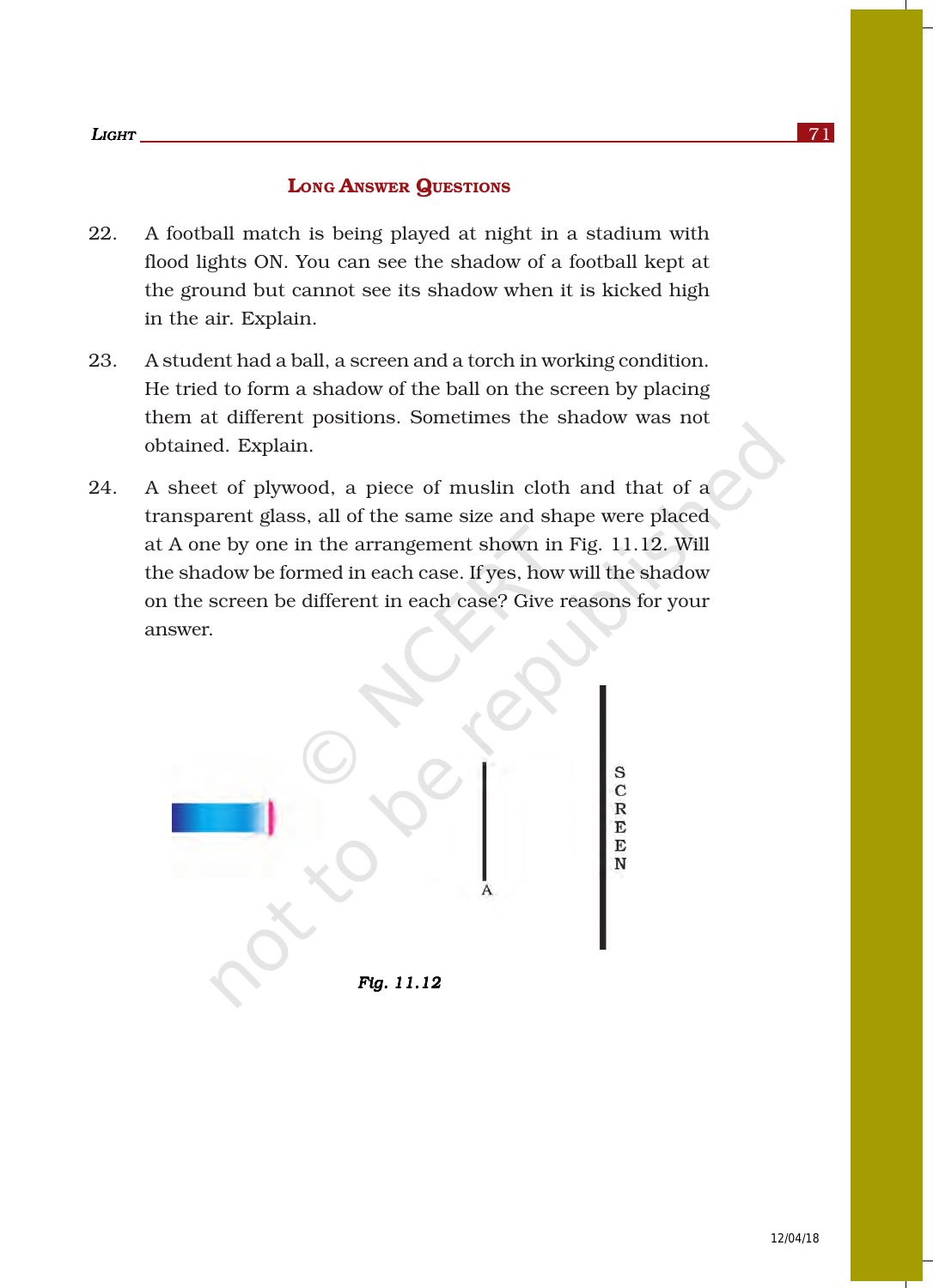## Long Answer Questions

22. A football match is being played at night in a stadium with flood lights ON. You can see the shadow of a football kept at the ground but cannot see its shadow when it is kicked high in the air. Explain.

23. A student had a ball, a screen and a torch in working condition. He tried to form a shadow of the ball on the screen by placing them at different positions. Sometimes the shadow was not obtained. Explain.

24. A sheet of plywood, a piece of muslin cloth and that of a transparent glass, all of the same size and shape were placed at A one by one in the arrangement shown in Fig. 11.12. Will the shadow be formed in each case. If yes, how will the shadow on the screen be different in each case? Give reasons for your answer.

A

SCREEN

*Fig. 11.12*